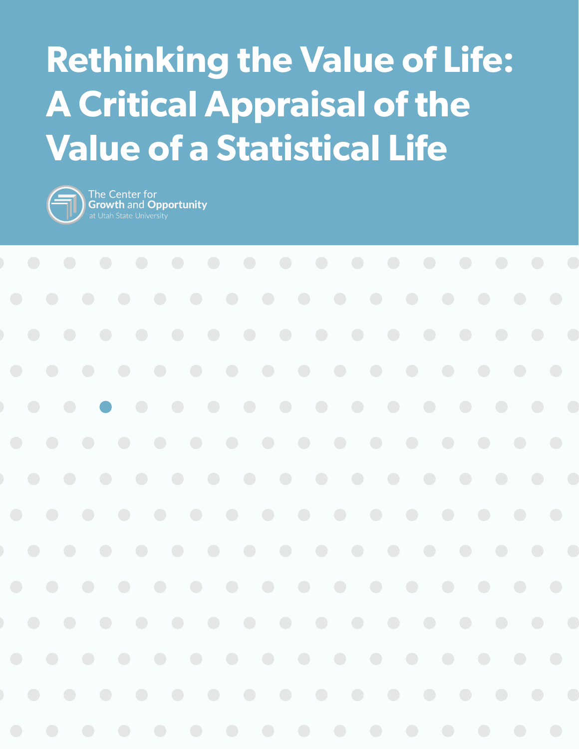# Rethinking the Value of Life: A Critical Appraisal of the Value of a Statistical Life

The Center for
**Growth** and **Opportunity**
at Utah State University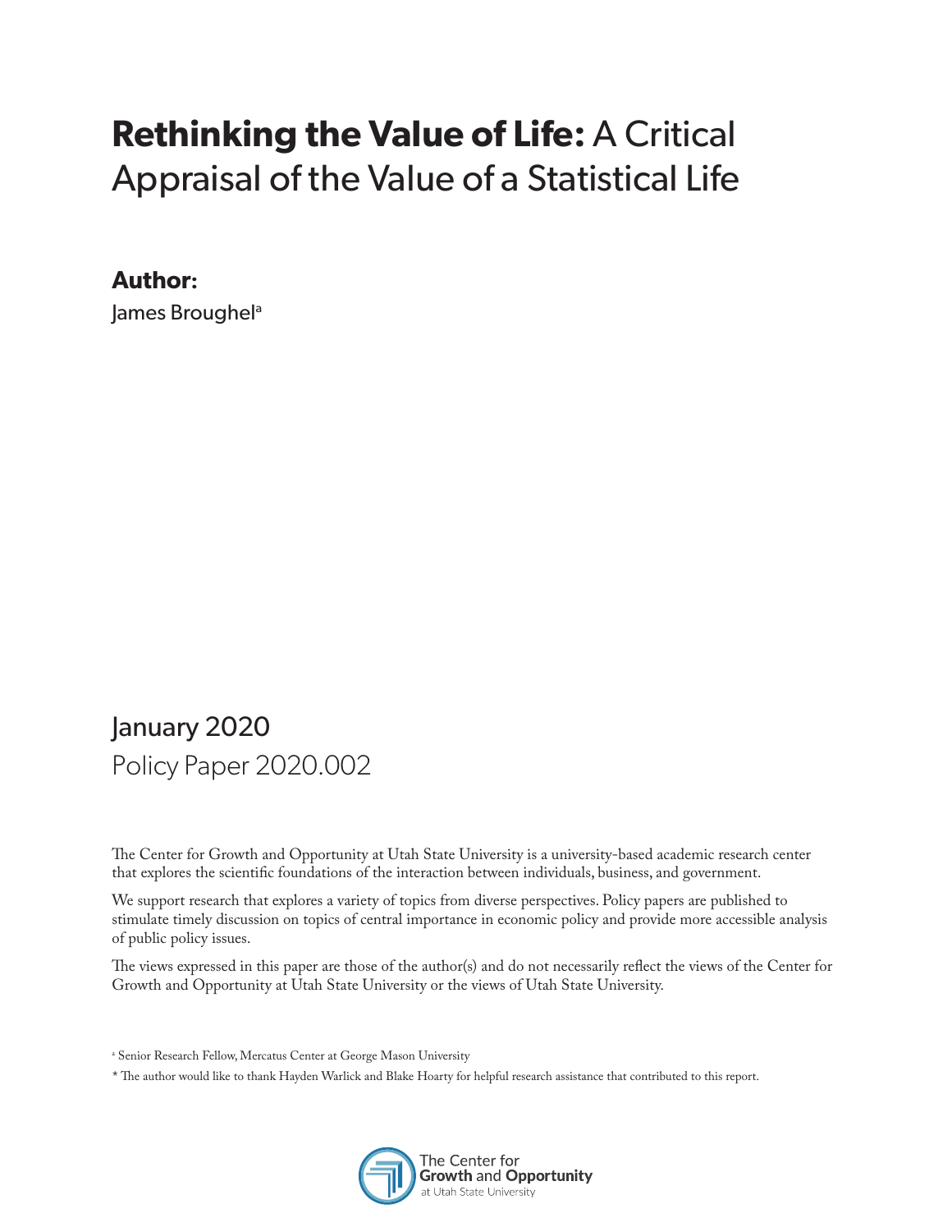# **Rethinking the Value of Life:** A Critical Appraisal of the Value of a Statistical Life

**Author:**

James Broughel[a]

January 2020

Policy Paper 2020.002

The Center for Growth and Opportunity at Utah State University is a university-based academic research center that explores the scientific foundations of the interaction between individuals, business, and government.

We support research that explores a variety of topics from diverse perspectives. Policy papers are published to stimulate timely discussion on topics of central importance in economic policy and provide more accessible analysis of public policy issues.

The views expressed in this paper are those of the author(s) and do not necessarily reflect the views of the Center for Growth and Opportunity at Utah State University or the views of Utah State University.

[a] Senior Research Fellow, Mercatus Center at George Mason University

* The author would like to thank Hayden Warlick and Blake Hoarty for helpful research assistance that contributed to this report.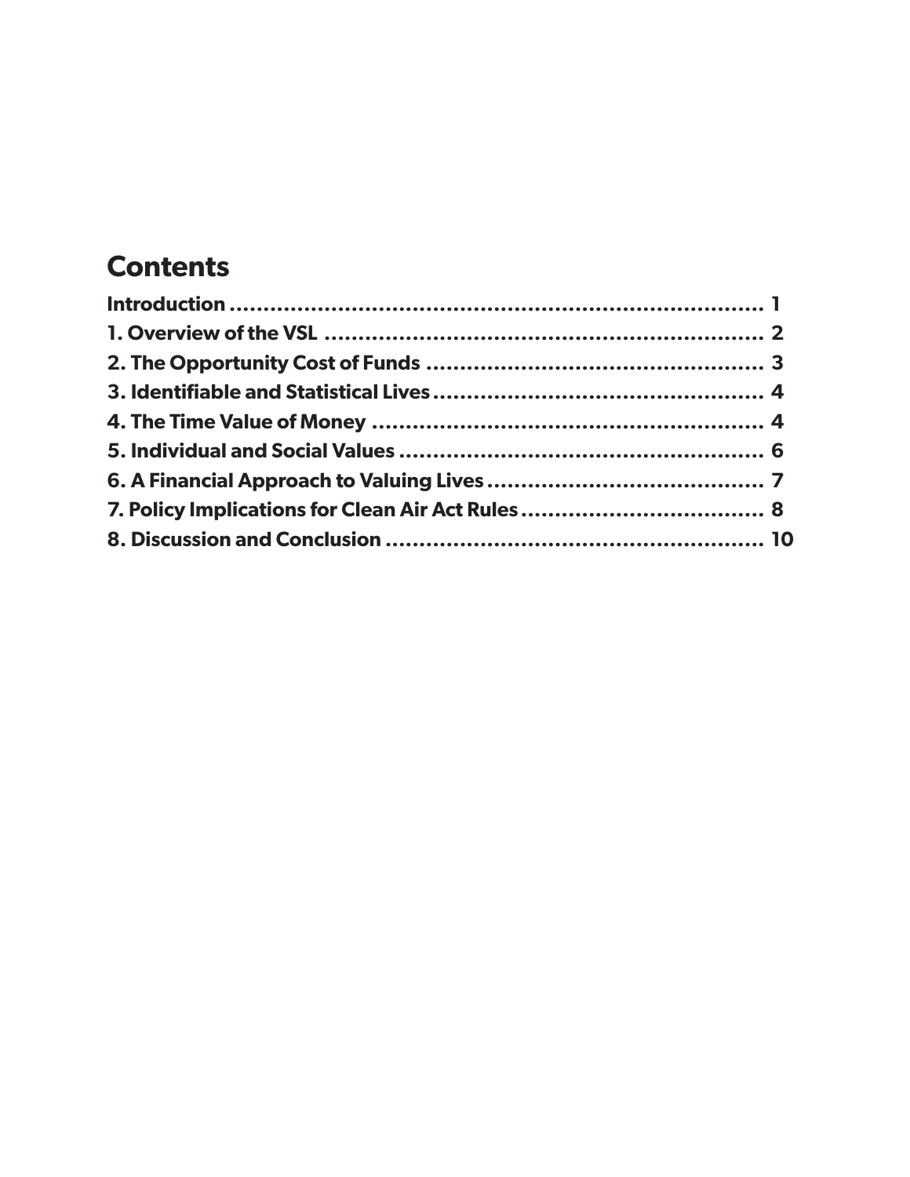## Contents

**Introduction** ................................................................................ **1**

**1. Overview of the VSL** ............................................................... **2**

**2. The Opportunity Cost of Funds** ............................................ **3**

**3. Identifiable and Statistical Lives** ........................................... **4**

**4. The Time Value of Money** ...................................................... **4**

**5. Individual and Social Values** .................................................. **6**

**6. A Financial Approach to Valuing Lives** .................................. **7**

**7. Policy Implications for Clean Air Act Rules** ............................ **8**

**8. Discussion and Conclusion** ..................................................... **10**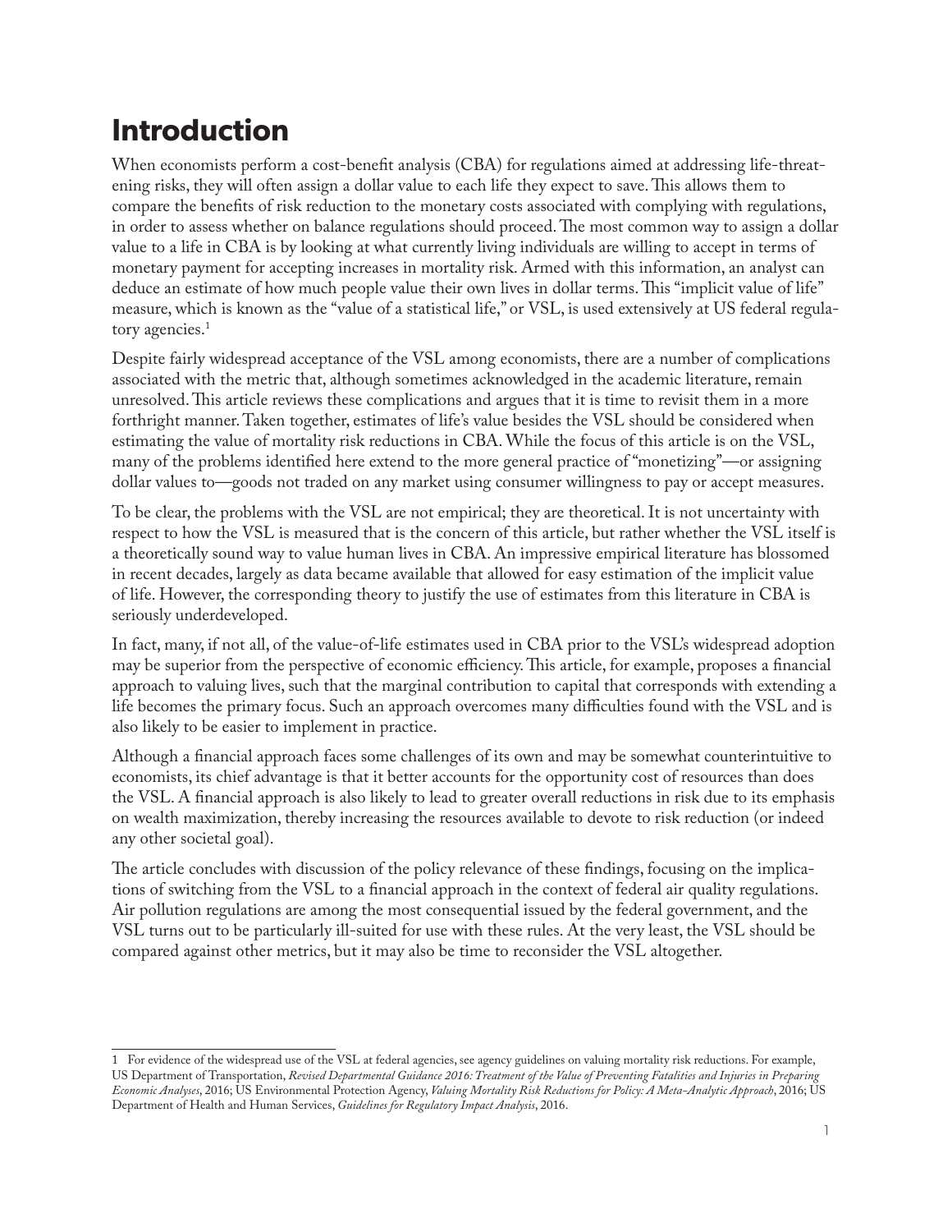# Introduction

When economists perform a cost-benefit analysis (CBA) for regulations aimed at addressing life-threatening risks, they will often assign a dollar value to each life they expect to save. This allows them to compare the benefits of risk reduction to the monetary costs associated with complying with regulations, in order to assess whether on balance regulations should proceed. The most common way to assign a dollar value to a life in CBA is by looking at what currently living individuals are willing to accept in terms of monetary payment for accepting increases in mortality risk. Armed with this information, an analyst can deduce an estimate of how much people value their own lives in dollar terms. This "implicit value of life" measure, which is known as the "value of a statistical life," or VSL, is used extensively at US federal regulatory agencies.[1]

Despite fairly widespread acceptance of the VSL among economists, there are a number of complications associated with the metric that, although sometimes acknowledged in the academic literature, remain unresolved. This article reviews these complications and argues that it is time to revisit them in a more forthright manner. Taken together, estimates of life's value besides the VSL should be considered when estimating the value of mortality risk reductions in CBA. While the focus of this article is on the VSL, many of the problems identified here extend to the more general practice of "monetizing"—or assigning dollar values to—goods not traded on any market using consumer willingness to pay or accept measures.

To be clear, the problems with the VSL are not empirical; they are theoretical. It is not uncertainty with respect to how the VSL is measured that is the concern of this article, but rather whether the VSL itself is a theoretically sound way to value human lives in CBA. An impressive empirical literature has blossomed in recent decades, largely as data became available that allowed for easy estimation of the implicit value of life. However, the corresponding theory to justify the use of estimates from this literature in CBA is seriously underdeveloped.

In fact, many, if not all, of the value-of-life estimates used in CBA prior to the VSL's widespread adoption may be superior from the perspective of economic efficiency. This article, for example, proposes a financial approach to valuing lives, such that the marginal contribution to capital that corresponds with extending a life becomes the primary focus. Such an approach overcomes many difficulties found with the VSL and is also likely to be easier to implement in practice.

Although a financial approach faces some challenges of its own and may be somewhat counterintuitive to economists, its chief advantage is that it better accounts for the opportunity cost of resources than does the VSL. A financial approach is also likely to lead to greater overall reductions in risk due to its emphasis on wealth maximization, thereby increasing the resources available to devote to risk reduction (or indeed any other societal goal).

The article concludes with discussion of the policy relevance of these findings, focusing on the implications of switching from the VSL to a financial approach in the context of federal air quality regulations. Air pollution regulations are among the most consequential issued by the federal government, and the VSL turns out to be particularly ill-suited for use with these rules. At the very least, the VSL should be compared against other metrics, but it may also be time to reconsider the VSL altogether.

---

1 For evidence of the widespread use of the VSL at federal agencies, see agency guidelines on valuing mortality risk reductions. For example, US Department of Transportation, *Revised Departmental Guidance 2016: Treatment of the Value of Preventing Fatalities and Injuries in Preparing Economic Analyses*, 2016; US Environmental Protection Agency, *Valuing Mortality Risk Reductions for Policy: A Meta-Analytic Approach*, 2016; US Department of Health and Human Services, *Guidelines for Regulatory Impact Analysis*, 2016.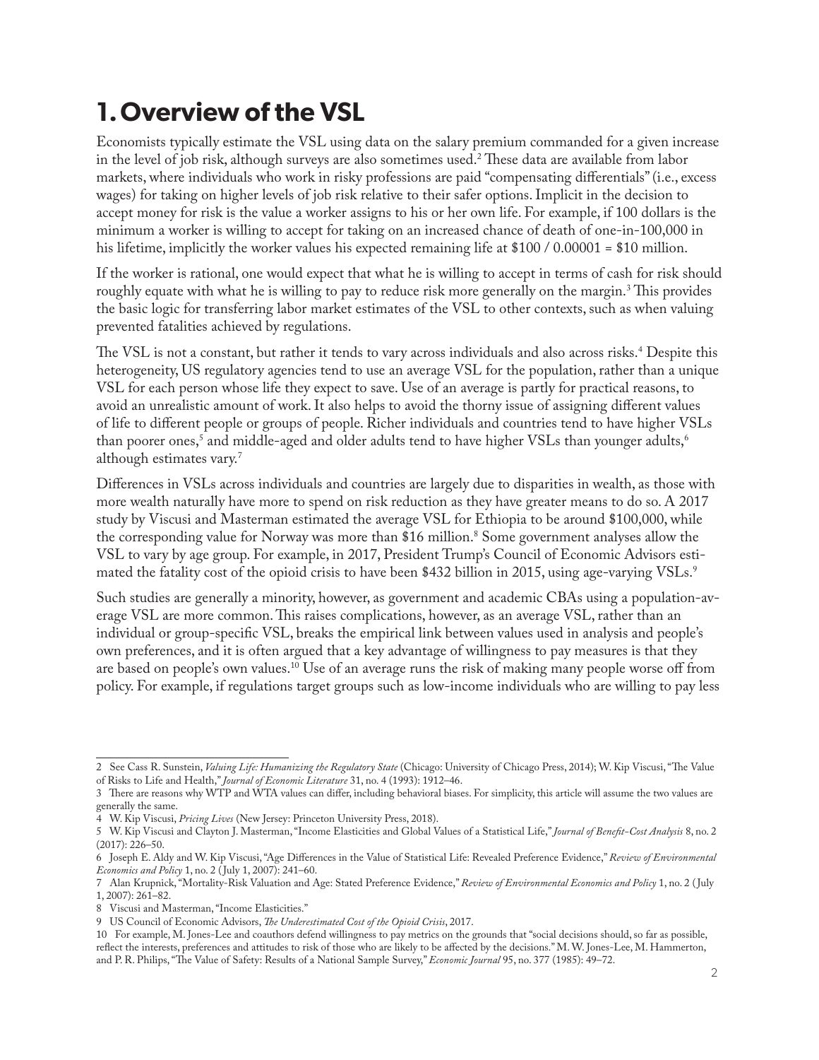# 1. Overview of the VSL

Economists typically estimate the VSL using data on the salary premium commanded for a given increase in the level of job risk, although surveys are also sometimes used.[2] These data are available from labor markets, where individuals who work in risky professions are paid "compensating differentials" (i.e., excess wages) for taking on higher levels of job risk relative to their safer options. Implicit in the decision to accept money for risk is the value a worker assigns to his or her own life. For example, if 100 dollars is the minimum a worker is willing to accept for taking on an increased chance of death of one-in-100,000 in his lifetime, implicitly the worker values his expected remaining life at $100 / 0.00001 = $10 million.

If the worker is rational, one would expect that what he is willing to accept in terms of cash for risk should roughly equate with what he is willing to pay to reduce risk more generally on the margin.[3] This provides the basic logic for transferring labor market estimates of the VSL to other contexts, such as when valuing prevented fatalities achieved by regulations.

The VSL is not a constant, but rather it tends to vary across individuals and also across risks.[4] Despite this heterogeneity, US regulatory agencies tend to use an average VSL for the population, rather than a unique VSL for each person whose life they expect to save. Use of an average is partly for practical reasons, to avoid an unrealistic amount of work. It also helps to avoid the thorny issue of assigning different values of life to different people or groups of people. Richer individuals and countries tend to have higher VSLs than poorer ones,[5] and middle-aged and older adults tend to have higher VSLs than younger adults,[6] although estimates vary.[7]

Differences in VSLs across individuals and countries are largely due to disparities in wealth, as those with more wealth naturally have more to spend on risk reduction as they have greater means to do so. A 2017 study by Viscusi and Masterman estimated the average VSL for Ethiopia to be around $100,000, while the corresponding value for Norway was more than $16 million.[8] Some government analyses allow the VSL to vary by age group. For example, in 2017, President Trump's Council of Economic Advisors estimated the fatality cost of the opioid crisis to have been $432 billion in 2015, using age-varying VSLs.[9]

Such studies are generally a minority, however, as government and academic CBAs using a population-average VSL are more common. This raises complications, however, as an average VSL, rather than an individual or group-specific VSL, breaks the empirical link between values used in analysis and people's own preferences, and it is often argued that a key advantage of willingness to pay measures is that they are based on people's own values.[10] Use of an average runs the risk of making many people worse off from policy. For example, if regulations target groups such as low-income individuals who are willing to pay less

---

2 See Cass R. Sunstein, *Valuing Life: Humanizing the Regulatory State* (Chicago: University of Chicago Press, 2014); W. Kip Viscusi, "The Value of Risks to Life and Health," *Journal of Economic Literature* 31, no. 4 (1993): 1912–46.

3 There are reasons why WTP and WTA values can differ, including behavioral biases. For simplicity, this article will assume the two values are generally the same.

4 W. Kip Viscusi, *Pricing Lives* (New Jersey: Princeton University Press, 2018).

5 W. Kip Viscusi and Clayton J. Masterman, "Income Elasticities and Global Values of a Statistical Life," *Journal of Benefit-Cost Analysis* 8, no. 2 (2017): 226–50.

6 Joseph E. Aldy and W. Kip Viscusi, "Age Differences in the Value of Statistical Life: Revealed Preference Evidence," *Review of Environmental Economics and Policy* 1, no. 2 (July 1, 2007): 241–60.

7 Alan Krupnick, "Mortality-Risk Valuation and Age: Stated Preference Evidence," *Review of Environmental Economics and Policy* 1, no. 2 (July 1, 2007): 261–82.

8 Viscusi and Masterman, "Income Elasticities."

9 US Council of Economic Advisors, *The Underestimated Cost of the Opioid Crisis*, 2017.

10 For example, M. Jones-Lee and coauthors defend willingness to pay metrics on the grounds that "social decisions should, so far as possible, reflect the interests, preferences and attitudes to risk of those who are likely to be affected by the decisions." M. W. Jones-Lee, M. Hammerton, and P. R. Philips, "The Value of Safety: Results of a National Sample Survey," *Economic Journal* 95, no. 377 (1985): 49–72.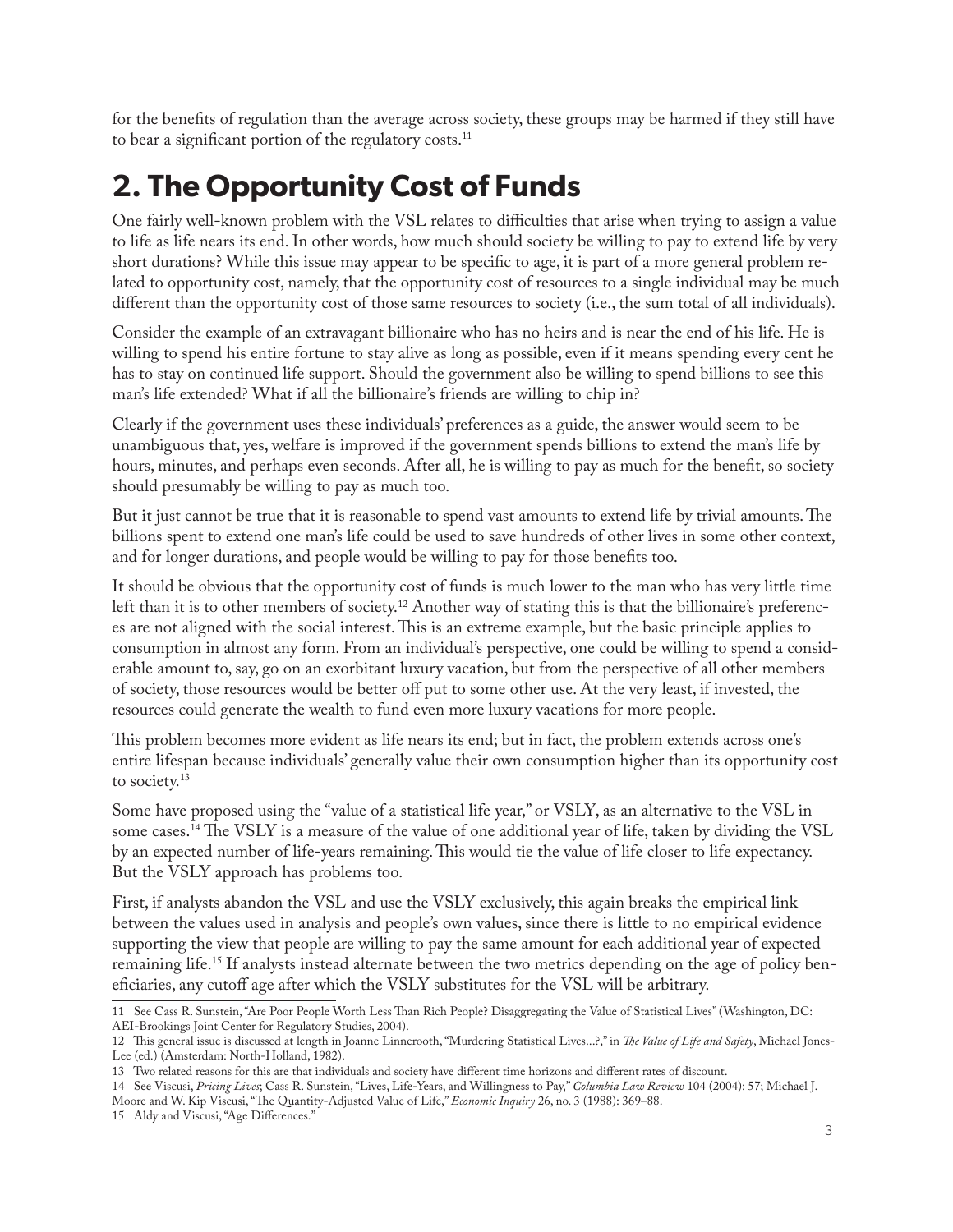for the benefits of regulation than the average across society, these groups may be harmed if they still have to bear a significant portion of the regulatory costs.[11]

## 2. The Opportunity Cost of Funds

One fairly well-known problem with the VSL relates to difficulties that arise when trying to assign a value to life as life nears its end. In other words, how much should society be willing to pay to extend life by very short durations? While this issue may appear to be specific to age, it is part of a more general problem related to opportunity cost, namely, that the opportunity cost of resources to a single individual may be much different than the opportunity cost of those same resources to society (i.e., the sum total of all individuals).

Consider the example of an extravagant billionaire who has no heirs and is near the end of his life. He is willing to spend his entire fortune to stay alive as long as possible, even if it means spending every cent he has to stay on continued life support. Should the government also be willing to spend billions to see this man's life extended? What if all the billionaire's friends are willing to chip in?

Clearly if the government uses these individuals' preferences as a guide, the answer would seem to be unambiguous that, yes, welfare is improved if the government spends billions to extend the man's life by hours, minutes, and perhaps even seconds. After all, he is willing to pay as much for the benefit, so society should presumably be willing to pay as much too.

But it just cannot be true that it is reasonable to spend vast amounts to extend life by trivial amounts. The billions spent to extend one man's life could be used to save hundreds of other lives in some other context, and for longer durations, and people would be willing to pay for those benefits too.

It should be obvious that the opportunity cost of funds is much lower to the man who has very little time left than it is to other members of society.[12] Another way of stating this is that the billionaire's preferences are not aligned with the social interest. This is an extreme example, but the basic principle applies to consumption in almost any form. From an individual's perspective, one could be willing to spend a considerable amount to, say, go on an exorbitant luxury vacation, but from the perspective of all other members of society, those resources would be better off put to some other use. At the very least, if invested, the resources could generate the wealth to fund even more luxury vacations for more people.

This problem becomes more evident as life nears its end; but in fact, the problem extends across one's entire lifespan because individuals' generally value their own consumption higher than its opportunity cost to society.[13]

Some have proposed using the "value of a statistical life year," or VSLY, as an alternative to the VSL in some cases.[14] The VSLY is a measure of the value of one additional year of life, taken by dividing the VSL by an expected number of life-years remaining. This would tie the value of life closer to life expectancy. But the VSLY approach has problems too.

First, if analysts abandon the VSL and use the VSLY exclusively, this again breaks the empirical link between the values used in analysis and people's own values, since there is little to no empirical evidence supporting the view that people are willing to pay the same amount for each additional year of expected remaining life.[15] If analysts instead alternate between the two metrics depending on the age of policy beneficiaries, any cutoff age after which the VSLY substitutes for the VSL will be arbitrary.

11 See Cass R. Sunstein, "Are Poor People Worth Less Than Rich People? Disaggregating the Value of Statistical Lives" (Washington, DC: AEI-Brookings Joint Center for Regulatory Studies, 2004).

12 This general issue is discussed at length in Joanne Linnerooth, "Murdering Statistical Lives...?," in *The Value of Life and Safety*, Michael Jones-Lee (ed.) (Amsterdam: North-Holland, 1982).

13 Two related reasons for this are that individuals and society have different time horizons and different rates of discount.

14 See Viscusi, *Pricing Lives*; Cass R. Sunstein, "Lives, Life-Years, and Willingness to Pay," *Columbia Law Review* 104 (2004): 57; Michael J. Moore and W. Kip Viscusi, "The Quantity-Adjusted Value of Life," *Economic Inquiry* 26, no. 3 (1988): 369–88.

15 Aldy and Viscusi, "Age Differences."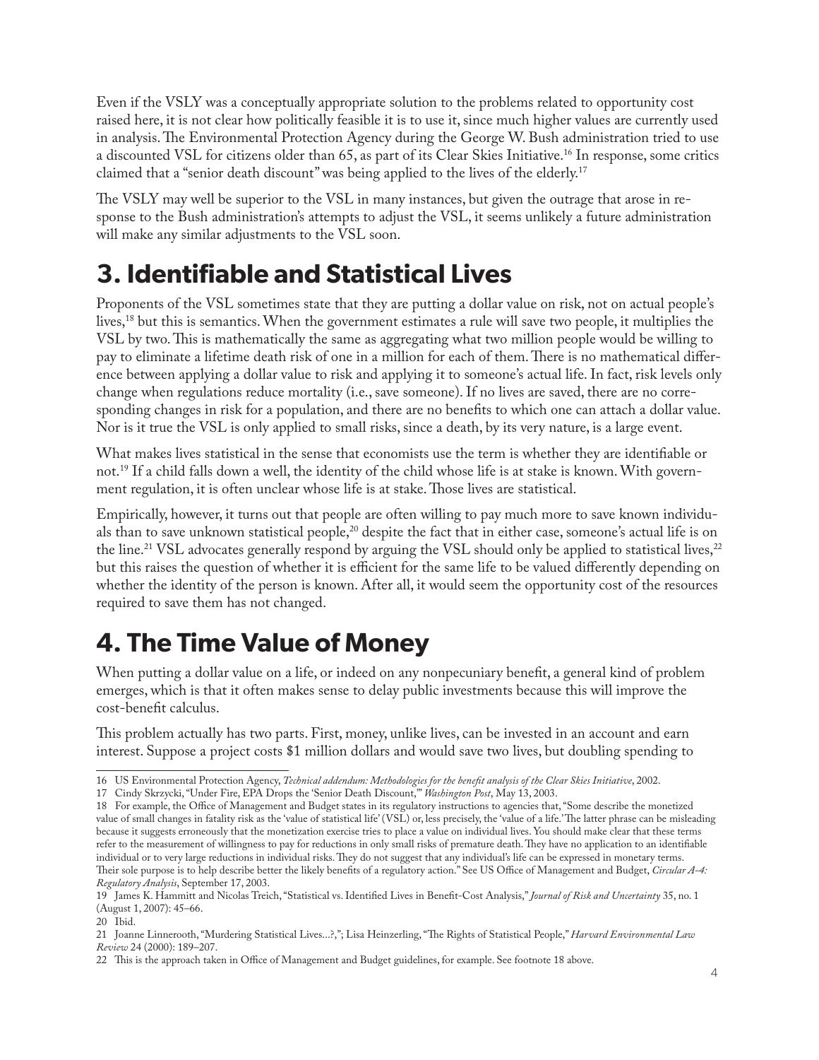Even if the VSLY was a conceptually appropriate solution to the problems related to opportunity cost raised here, it is not clear how politically feasible it is to use it, since much higher values are currently used in analysis. The Environmental Protection Agency during the George W. Bush administration tried to use a discounted VSL for citizens older than 65, as part of its Clear Skies Initiative.[16] In response, some critics claimed that a "senior death discount" was being applied to the lives of the elderly.[17]

The VSLY may well be superior to the VSL in many instances, but given the outrage that arose in response to the Bush administration's attempts to adjust the VSL, it seems unlikely a future administration will make any similar adjustments to the VSL soon.

## 3. Identifiable and Statistical Lives

Proponents of the VSL sometimes state that they are putting a dollar value on risk, not on actual people's lives,[18] but this is semantics. When the government estimates a rule will save two people, it multiplies the VSL by two. This is mathematically the same as aggregating what two million people would be willing to pay to eliminate a lifetime death risk of one in a million for each of them. There is no mathematical difference between applying a dollar value to risk and applying it to someone's actual life. In fact, risk levels only change when regulations reduce mortality (i.e., save someone). If no lives are saved, there are no corresponding changes in risk for a population, and there are no benefits to which one can attach a dollar value. Nor is it true the VSL is only applied to small risks, since a death, by its very nature, is a large event.

What makes lives statistical in the sense that economists use the term is whether they are identifiable or not.[19] If a child falls down a well, the identity of the child whose life is at stake is known. With government regulation, it is often unclear whose life is at stake. Those lives are statistical.

Empirically, however, it turns out that people are often willing to pay much more to save known individuals than to save unknown statistical people,[20] despite the fact that in either case, someone's actual life is on the line.[21] VSL advocates generally respond by arguing the VSL should only be applied to statistical lives,[22] but this raises the question of whether it is efficient for the same life to be valued differently depending on whether the identity of the person is known. After all, it would seem the opportunity cost of the resources required to save them has not changed.

## 4. The Time Value of Money

When putting a dollar value on a life, or indeed on any nonpecuniary benefit, a general kind of problem emerges, which is that it often makes sense to delay public investments because this will improve the cost-benefit calculus.

This problem actually has two parts. First, money, unlike lives, can be invested in an account and earn interest. Suppose a project costs $1 million dollars and would save two lives, but doubling spending to

---

16 US Environmental Protection Agency, *Technical addendum: Methodologies for the benefit analysis of the Clear Skies Initiative*, 2002.

17 Cindy Skrzycki, "Under Fire, EPA Drops the 'Senior Death Discount,'" *Washington Post*, May 13, 2003.

18 For example, the Office of Management and Budget states in its regulatory instructions to agencies that, "Some describe the monetized value of small changes in fatality risk as the 'value of statistical life' (VSL) or, less precisely, the 'value of a life.' The latter phrase can be misleading because it suggests erroneously that the monetization exercise tries to place a value on individual lives. You should make clear that these terms refer to the measurement of willingness to pay for reductions in only small risks of premature death. They have no application to an identifiable individual or to very large reductions in individual risks. They do not suggest that any individual's life can be expressed in monetary terms. Their sole purpose is to help describe better the likely benefits of a regulatory action." See US Office of Management and Budget, *Circular A-4: Regulatory Analysis*, September 17, 2003.

19 James K. Hammitt and Nicolas Treich, "Statistical vs. Identified Lives in Benefit-Cost Analysis," *Journal of Risk and Uncertainty* 35, no. 1 (August 1, 2007): 45–66.

20 Ibid.

21 Joanne Linnerooth, "Murdering Statistical Lives...?,"; Lisa Heinzerling, "The Rights of Statistical People," *Harvard Environmental Law Review* 24 (2000): 189–207.

22 This is the approach taken in Office of Management and Budget guidelines, for example. See footnote 18 above.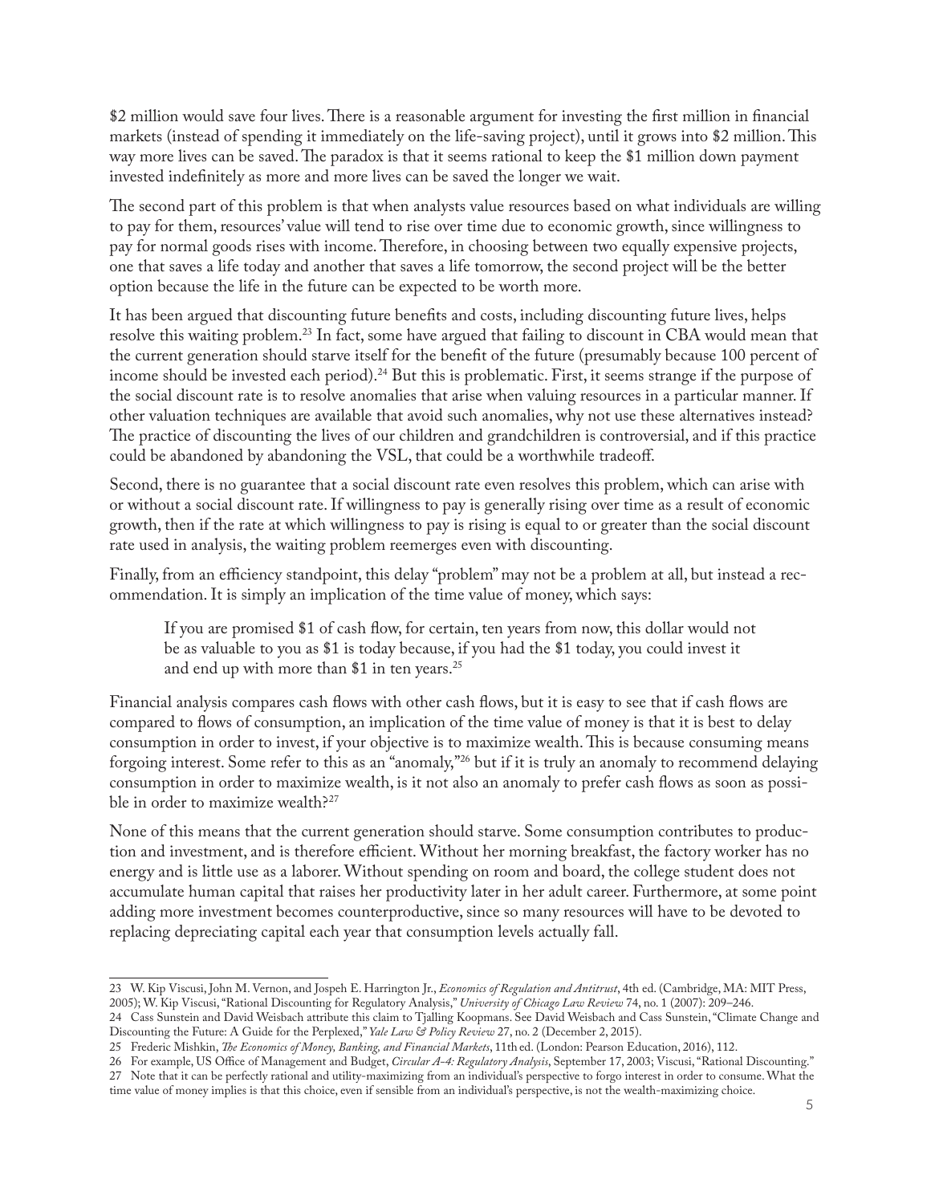$2 million would save four lives. There is a reasonable argument for investing the first million in financial markets (instead of spending it immediately on the life-saving project), until it grows into $2 million. This way more lives can be saved. The paradox is that it seems rational to keep the $1 million down payment invested indefinitely as more and more lives can be saved the longer we wait.

The second part of this problem is that when analysts value resources based on what individuals are willing to pay for them, resources' value will tend to rise over time due to economic growth, since willingness to pay for normal goods rises with income. Therefore, in choosing between two equally expensive projects, one that saves a life today and another that saves a life tomorrow, the second project will be the better option because the life in the future can be expected to be worth more.

It has been argued that discounting future benefits and costs, including discounting future lives, helps resolve this waiting problem.[23] In fact, some have argued that failing to discount in CBA would mean that the current generation should starve itself for the benefit of the future (presumably because 100 percent of income should be invested each period).[24] But this is problematic. First, it seems strange if the purpose of the social discount rate is to resolve anomalies that arise when valuing resources in a particular manner. If other valuation techniques are available that avoid such anomalies, why not use these alternatives instead? The practice of discounting the lives of our children and grandchildren is controversial, and if this practice could be abandoned by abandoning the VSL, that could be a worthwhile tradeoff.

Second, there is no guarantee that a social discount rate even resolves this problem, which can arise with or without a social discount rate. If willingness to pay is generally rising over time as a result of economic growth, then if the rate at which willingness to pay is rising is equal to or greater than the social discount rate used in analysis, the waiting problem reemerges even with discounting.

Finally, from an efficiency standpoint, this delay "problem" may not be a problem at all, but instead a recommendation. It is simply an implication of the time value of money, which says:

> If you are promised $1 of cash flow, for certain, ten years from now, this dollar would not be as valuable to you as $1 is today because, if you had the $1 today, you could invest it and end up with more than $1 in ten years.[25]

Financial analysis compares cash flows with other cash flows, but it is easy to see that if cash flows are compared to flows of consumption, an implication of the time value of money is that it is best to delay consumption in order to invest, if your objective is to maximize wealth. This is because consuming means forgoing interest. Some refer to this as an "anomaly,"[26] but if it is truly an anomaly to recommend delaying consumption in order to maximize wealth, is it not also an anomaly to prefer cash flows as soon as possible in order to maximize wealth?[27]

None of this means that the current generation should starve. Some consumption contributes to production and investment, and is therefore efficient. Without her morning breakfast, the factory worker has no energy and is little use as a laborer. Without spending on room and board, the college student does not accumulate human capital that raises her productivity later in her adult career. Furthermore, at some point adding more investment becomes counterproductive, since so many resources will have to be devoted to replacing depreciating capital each year that consumption levels actually fall.

---

23 W. Kip Viscusi, John M. Vernon, and Jospeh E. Harrington Jr., *Economics of Regulation and Antitrust*, 4th ed. (Cambridge, MA: MIT Press, 2005); W. Kip Viscusi, "Rational Discounting for Regulatory Analysis," *University of Chicago Law Review* 74, no. 1 (2007): 209–246.

24 Cass Sunstein and David Weisbach attribute this claim to Tjalling Koopmans. See David Weisbach and Cass Sunstein, "Climate Change and Discounting the Future: A Guide for the Perplexed," *Yale Law & Policy Review* 27, no. 2 (December 2, 2015).

25 Frederic Mishkin, *The Economics of Money, Banking, and Financial Markets*, 11th ed. (London: Pearson Education, 2016), 112.

26 For example, US Office of Management and Budget, *Circular A-4: Regulatory Analysis*, September 17, 2003; Viscusi, "Rational Discounting."

27 Note that it can be perfectly rational and utility-maximizing from an individual's perspective to forgo interest in order to consume. What the time value of money implies is that this choice, even if sensible from an individual's perspective, is not the wealth-maximizing choice.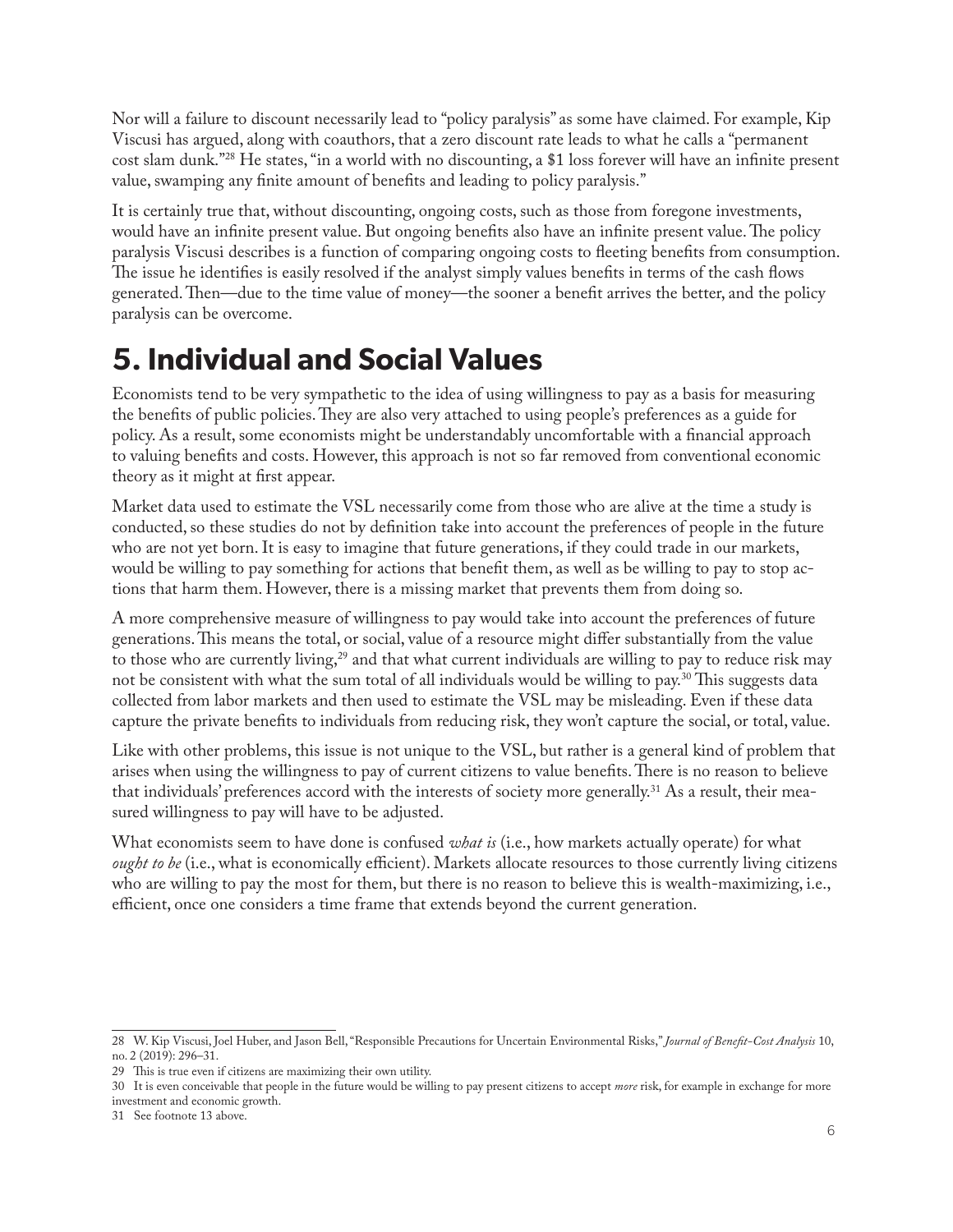Nor will a failure to discount necessarily lead to "policy paralysis" as some have claimed. For example, Kip Viscusi has argued, along with coauthors, that a zero discount rate leads to what he calls a "permanent cost slam dunk."[28] He states, "in a world with no discounting, a $1 loss forever will have an infinite present value, swamping any finite amount of benefits and leading to policy paralysis."

It is certainly true that, without discounting, ongoing costs, such as those from foregone investments, would have an infinite present value. But ongoing benefits also have an infinite present value. The policy paralysis Viscusi describes is a function of comparing ongoing costs to fleeting benefits from consumption. The issue he identifies is easily resolved if the analyst simply values benefits in terms of the cash flows generated. Then—due to the time value of money—the sooner a benefit arrives the better, and the policy paralysis can be overcome.

# 5. Individual and Social Values

Economists tend to be very sympathetic to the idea of using willingness to pay as a basis for measuring the benefits of public policies. They are also very attached to using people's preferences as a guide for policy. As a result, some economists might be understandably uncomfortable with a financial approach to valuing benefits and costs. However, this approach is not so far removed from conventional economic theory as it might at first appear.

Market data used to estimate the VSL necessarily come from those who are alive at the time a study is conducted, so these studies do not by definition take into account the preferences of people in the future who are not yet born. It is easy to imagine that future generations, if they could trade in our markets, would be willing to pay something for actions that benefit them, as well as be willing to pay to stop actions that harm them. However, there is a missing market that prevents them from doing so.

A more comprehensive measure of willingness to pay would take into account the preferences of future generations. This means the total, or social, value of a resource might differ substantially from the value to those who are currently living,[29] and that what current individuals are willing to pay to reduce risk may not be consistent with what the sum total of all individuals would be willing to pay.[30] This suggests data collected from labor markets and then used to estimate the VSL may be misleading. Even if these data capture the private benefits to individuals from reducing risk, they won't capture the social, or total, value.

Like with other problems, this issue is not unique to the VSL, but rather is a general kind of problem that arises when using the willingness to pay of current citizens to value benefits. There is no reason to believe that individuals' preferences accord with the interests of society more generally.[31] As a result, their measured willingness to pay will have to be adjusted.

What economists seem to have done is confused *what is* (i.e., how markets actually operate) for what *ought to be* (i.e., what is economically efficient). Markets allocate resources to those currently living citizens who are willing to pay the most for them, but there is no reason to believe this is wealth-maximizing, i.e., efficient, once one considers a time frame that extends beyond the current generation.

---

28 W. Kip Viscusi, Joel Huber, and Jason Bell, "Responsible Precautions for Uncertain Environmental Risks," *Journal of Benefit-Cost Analysis* 10, no. 2 (2019): 296–31.

29 This is true even if citizens are maximizing their own utility.

30 It is even conceivable that people in the future would be willing to pay present citizens to accept *more* risk, for example in exchange for more investment and economic growth.

31 See footnote 13 above.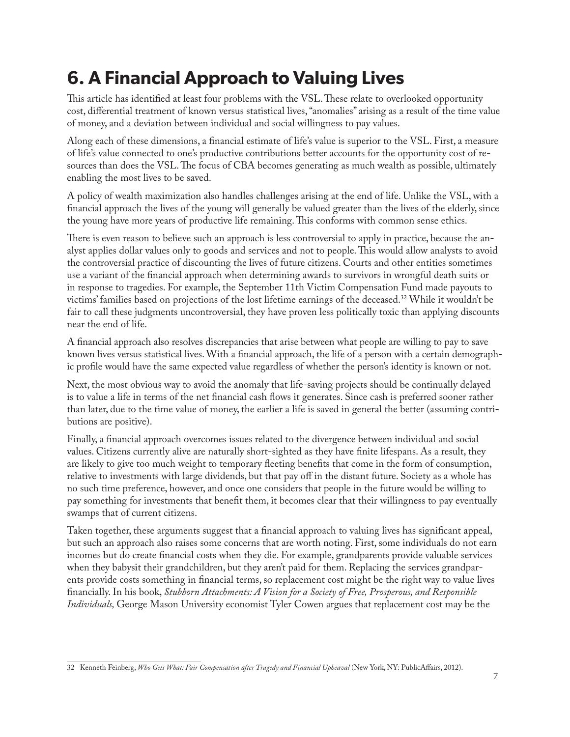# 6. A Financial Approach to Valuing Lives

This article has identified at least four problems with the VSL. These relate to overlooked opportunity cost, differential treatment of known versus statistical lives, "anomalies" arising as a result of the time value of money, and a deviation between individual and social willingness to pay values.

Along each of these dimensions, a financial estimate of life's value is superior to the VSL. First, a measure of life's value connected to one's productive contributions better accounts for the opportunity cost of resources than does the VSL. The focus of CBA becomes generating as much wealth as possible, ultimately enabling the most lives to be saved.

A policy of wealth maximization also handles challenges arising at the end of life. Unlike the VSL, with a financial approach the lives of the young will generally be valued greater than the lives of the elderly, since the young have more years of productive life remaining. This conforms with common sense ethics.

There is even reason to believe such an approach is less controversial to apply in practice, because the analyst applies dollar values only to goods and services and not to people. This would allow analysts to avoid the controversial practice of discounting the lives of future citizens. Courts and other entities sometimes use a variant of the financial approach when determining awards to survivors in wrongful death suits or in response to tragedies. For example, the September 11th Victim Compensation Fund made payouts to victims' families based on projections of the lost lifetime earnings of the deceased.[32] While it wouldn't be fair to call these judgments uncontroversial, they have proven less politically toxic than applying discounts near the end of life.

A financial approach also resolves discrepancies that arise between what people are willing to pay to save known lives versus statistical lives. With a financial approach, the life of a person with a certain demographic profile would have the same expected value regardless of whether the person's identity is known or not.

Next, the most obvious way to avoid the anomaly that life-saving projects should be continually delayed is to value a life in terms of the net financial cash flows it generates. Since cash is preferred sooner rather than later, due to the time value of money, the earlier a life is saved in general the better (assuming contributions are positive).

Finally, a financial approach overcomes issues related to the divergence between individual and social values. Citizens currently alive are naturally short-sighted as they have finite lifespans. As a result, they are likely to give too much weight to temporary fleeting benefits that come in the form of consumption, relative to investments with large dividends, but that pay off in the distant future. Society as a whole has no such time preference, however, and once one considers that people in the future would be willing to pay something for investments that benefit them, it becomes clear that their willingness to pay eventually swamps that of current citizens.

Taken together, these arguments suggest that a financial approach to valuing lives has significant appeal, but such an approach also raises some concerns that are worth noting. First, some individuals do not earn incomes but do create financial costs when they die. For example, grandparents provide valuable services when they babysit their grandchildren, but they aren't paid for them. Replacing the services grandparents provide costs something in financial terms, so replacement cost might be the right way to value lives financially. In his book, *Stubborn Attachments: A Vision for a Society of Free, Prosperous, and Responsible Individuals,* George Mason University economist Tyler Cowen argues that replacement cost may be the

---

32 Kenneth Feinberg, *Who Gets What: Fair Compensation after Tragedy and Financial Upheaval* (New York, NY: PublicAffairs, 2012).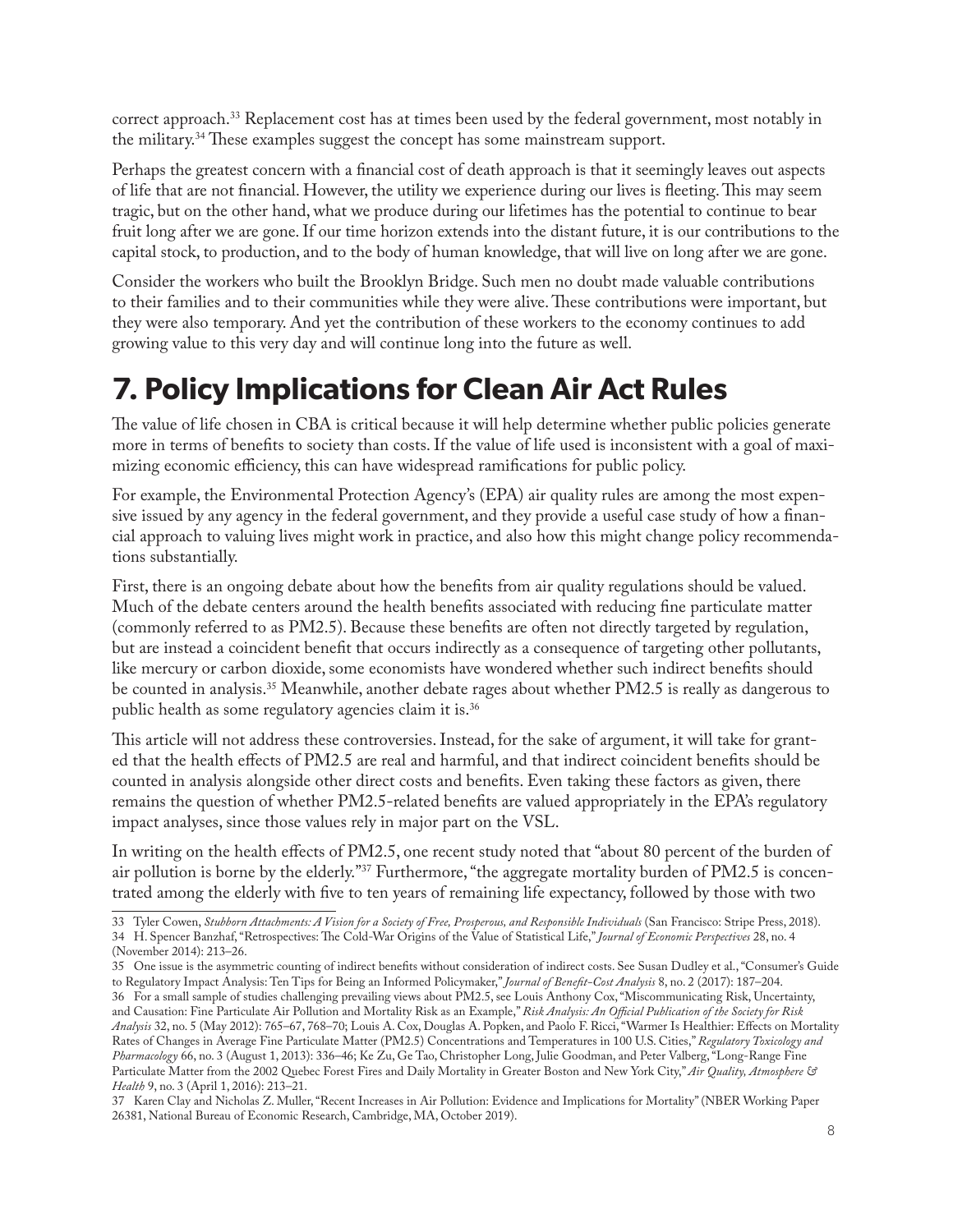correct approach.[33] Replacement cost has at times been used by the federal government, most notably in the military.[34] These examples suggest the concept has some mainstream support.

Perhaps the greatest concern with a financial cost of death approach is that it seemingly leaves out aspects of life that are not financial. However, the utility we experience during our lives is fleeting. This may seem tragic, but on the other hand, what we produce during our lifetimes has the potential to continue to bear fruit long after we are gone. If our time horizon extends into the distant future, it is our contributions to the capital stock, to production, and to the body of human knowledge, that will live on long after we are gone.

Consider the workers who built the Brooklyn Bridge. Such men no doubt made valuable contributions to their families and to their communities while they were alive. These contributions were important, but they were also temporary. And yet the contribution of these workers to the economy continues to add growing value to this very day and will continue long into the future as well.

# 7. Policy Implications for Clean Air Act Rules

The value of life chosen in CBA is critical because it will help determine whether public policies generate more in terms of benefits to society than costs. If the value of life used is inconsistent with a goal of maximizing economic efficiency, this can have widespread ramifications for public policy.

For example, the Environmental Protection Agency's (EPA) air quality rules are among the most expensive issued by any agency in the federal government, and they provide a useful case study of how a financial approach to valuing lives might work in practice, and also how this might change policy recommendations substantially.

First, there is an ongoing debate about how the benefits from air quality regulations should be valued. Much of the debate centers around the health benefits associated with reducing fine particulate matter (commonly referred to as PM2.5). Because these benefits are often not directly targeted by regulation, but are instead a coincident benefit that occurs indirectly as a consequence of targeting other pollutants, like mercury or carbon dioxide, some economists have wondered whether such indirect benefits should be counted in analysis.[35] Meanwhile, another debate rages about whether PM2.5 is really as dangerous to public health as some regulatory agencies claim it is.[36]

This article will not address these controversies. Instead, for the sake of argument, it will take for granted that the health effects of PM2.5 are real and harmful, and that indirect coincident benefits should be counted in analysis alongside other direct costs and benefits. Even taking these factors as given, there remains the question of whether PM2.5-related benefits are valued appropriately in the EPA's regulatory impact analyses, since those values rely in major part on the VSL.

In writing on the health effects of PM2.5, one recent study noted that "about 80 percent of the burden of air pollution is borne by the elderly."[37] Furthermore, "the aggregate mortality burden of PM2.5 is concentrated among the elderly with five to ten years of remaining life expectancy, followed by those with two

---

33 Tyler Cowen, *Stubborn Attachments: A Vision for a Society of Free, Prosperous, and Responsible Individuals* (San Francisco: Stripe Press, 2018).

34 H. Spencer Banzhaf, "Retrospectives: The Cold-War Origins of the Value of Statistical Life," *Journal of Economic Perspectives* 28, no. 4 (November 2014): 213–26.

35 One issue is the asymmetric counting of indirect benefits without consideration of indirect costs. See Susan Dudley et al., "Consumer's Guide to Regulatory Impact Analysis: Ten Tips for Being an Informed Policymaker," *Journal of Benefit-Cost Analysis* 8, no. 2 (2017): 187–204.

36 For a small sample of studies challenging prevailing views about PM2.5, see Louis Anthony Cox, "Miscommunicating Risk, Uncertainty, and Causation: Fine Particulate Air Pollution and Mortality Risk as an Example," *Risk Analysis: An Official Publication of the Society for Risk Analysis* 32, no. 5 (May 2012): 765–67, 768–70; Louis A. Cox, Douglas A. Popken, and Paolo F. Ricci, "Warmer Is Healthier: Effects on Mortality Rates of Changes in Average Fine Particulate Matter (PM2.5) Concentrations and Temperatures in 100 U.S. Cities," *Regulatory Toxicology and Pharmacology* 66, no. 3 (August 1, 2013): 336–46; Ke Zu, Ge Tao, Christopher Long, Julie Goodman, and Peter Valberg, "Long-Range Fine Particulate Matter from the 2002 Quebec Forest Fires and Daily Mortality in Greater Boston and New York City," *Air Quality, Atmosphere & Health* 9, no. 3 (April 1, 2016): 213–21.

37 Karen Clay and Nicholas Z. Muller, "Recent Increases in Air Pollution: Evidence and Implications for Mortality" (NBER Working Paper 26381, National Bureau of Economic Research, Cambridge, MA, October 2019).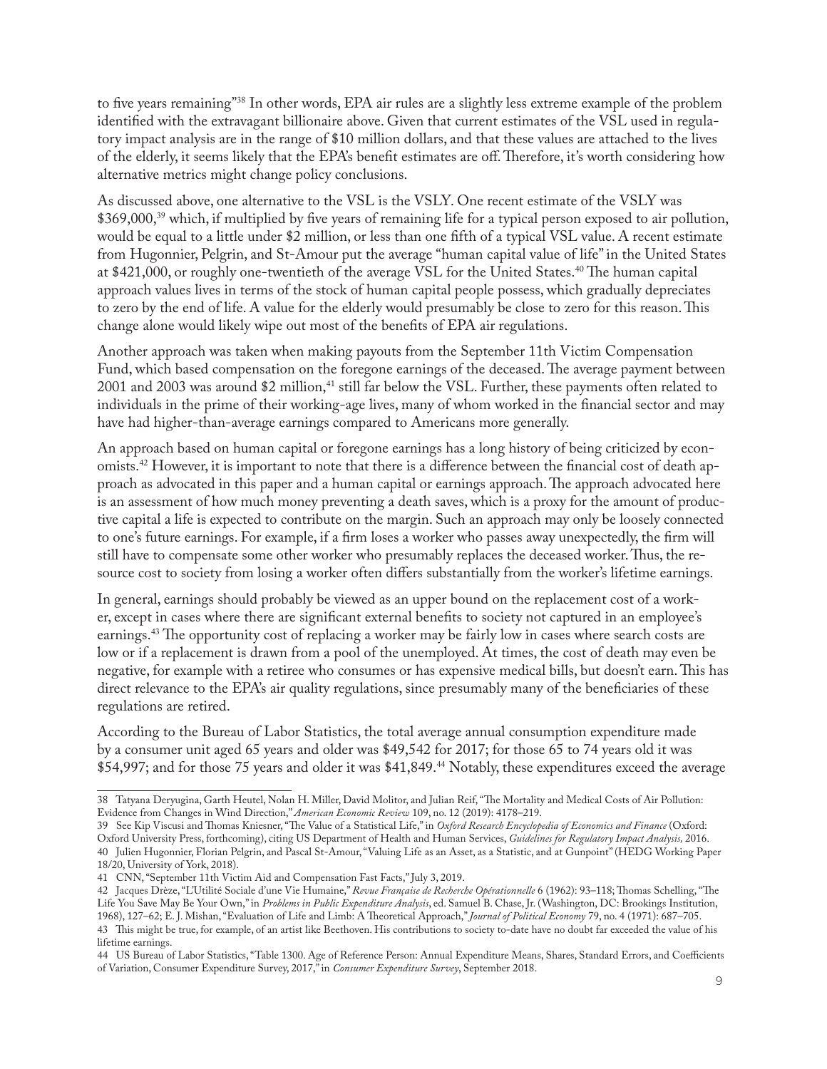to five years remaining"[38] In other words, EPA air rules are a slightly less extreme example of the problem identified with the extravagant billionaire above. Given that current estimates of the VSL used in regulatory impact analysis are in the range of $10 million dollars, and that these values are attached to the lives of the elderly, it seems likely that the EPA's benefit estimates are off. Therefore, it's worth considering how alternative metrics might change policy conclusions.

As discussed above, one alternative to the VSL is the VSLY. One recent estimate of the VSLY was $369,000,[39] which, if multiplied by five years of remaining life for a typical person exposed to air pollution, would be equal to a little under $2 million, or less than one fifth of a typical VSL value. A recent estimate from Hugonnier, Pelgrin, and St-Amour put the average "human capital value of life" in the United States at $421,000, or roughly one-twentieth of the average VSL for the United States.[40] The human capital approach values lives in terms of the stock of human capital people possess, which gradually depreciates to zero by the end of life. A value for the elderly would presumably be close to zero for this reason. This change alone would likely wipe out most of the benefits of EPA air regulations.

Another approach was taken when making payouts from the September 11th Victim Compensation Fund, which based compensation on the foregone earnings of the deceased. The average payment between 2001 and 2003 was around $2 million,[41] still far below the VSL. Further, these payments often related to individuals in the prime of their working-age lives, many of whom worked in the financial sector and may have had higher-than-average earnings compared to Americans more generally.

An approach based on human capital or foregone earnings has a long history of being criticized by economists.[42] However, it is important to note that there is a difference between the financial cost of death approach as advocated in this paper and a human capital or earnings approach. The approach advocated here is an assessment of how much money preventing a death saves, which is a proxy for the amount of productive capital a life is expected to contribute on the margin. Such an approach may only be loosely connected to one's future earnings. For example, if a firm loses a worker who passes away unexpectedly, the firm will still have to compensate some other worker who presumably replaces the deceased worker. Thus, the resource cost to society from losing a worker often differs substantially from the worker's lifetime earnings.

In general, earnings should probably be viewed as an upper bound on the replacement cost of a worker, except in cases where there are significant external benefits to society not captured in an employee's earnings.[43] The opportunity cost of replacing a worker may be fairly low in cases where search costs are low or if a replacement is drawn from a pool of the unemployed. At times, the cost of death may even be negative, for example with a retiree who consumes or has expensive medical bills, but doesn't earn. This has direct relevance to the EPA's air quality regulations, since presumably many of the beneficiaries of these regulations are retired.

According to the Bureau of Labor Statistics, the total average annual consumption expenditure made by a consumer unit aged 65 years and older was $49,542 for 2017; for those 65 to 74 years old it was $54,997; and for those 75 years and older it was $41,849.[44] Notably, these expenditures exceed the average

---

38 Tatyana Deryugina, Garth Heutel, Nolan H. Miller, David Molitor, and Julian Reif, "The Mortality and Medical Costs of Air Pollution: Evidence from Changes in Wind Direction," *American Economic Review* 109, no. 12 (2019): 4178–219.

39 See Kip Viscusi and Thomas Kniesner, "The Value of a Statistical Life," in *Oxford Research Encyclopedia of Economics and Finance* (Oxford: Oxford University Press, forthcoming), citing US Department of Health and Human Services, *Guidelines for Regulatory Impact Analysis,* 2016.

40 Julien Hugonnier, Florian Pelgrin, and Pascal St-Amour, "Valuing Life as an Asset, as a Statistic, and at Gunpoint" (HEDG Working Paper 18/20, University of York, 2018).

41 CNN, "September 11th Victim Aid and Compensation Fast Facts," July 3, 2019.

42 Jacques Drèze, "L'Utilité Sociale d'une Vie Humaine," *Revue Française de Recherche Opérationnelle* 6 (1962): 93–118; Thomas Schelling, "The Life You Save May Be Your Own," in *Problems in Public Expenditure Analysis*, ed. Samuel B. Chase, Jr. (Washington, DC: Brookings Institution, 1968), 127–62; E. J. Mishan, "Evaluation of Life and Limb: A Theoretical Approach," *Journal of Political Economy* 79, no. 4 (1971): 687–705.

43 This might be true, for example, of an artist like Beethoven. His contributions to society to-date have no doubt far exceeded the value of his lifetime earnings.

44 US Bureau of Labor Statistics, "Table 1300. Age of Reference Person: Annual Expenditure Means, Shares, Standard Errors, and Coefficients of Variation, Consumer Expenditure Survey, 2017," in *Consumer Expenditure Survey*, September 2018.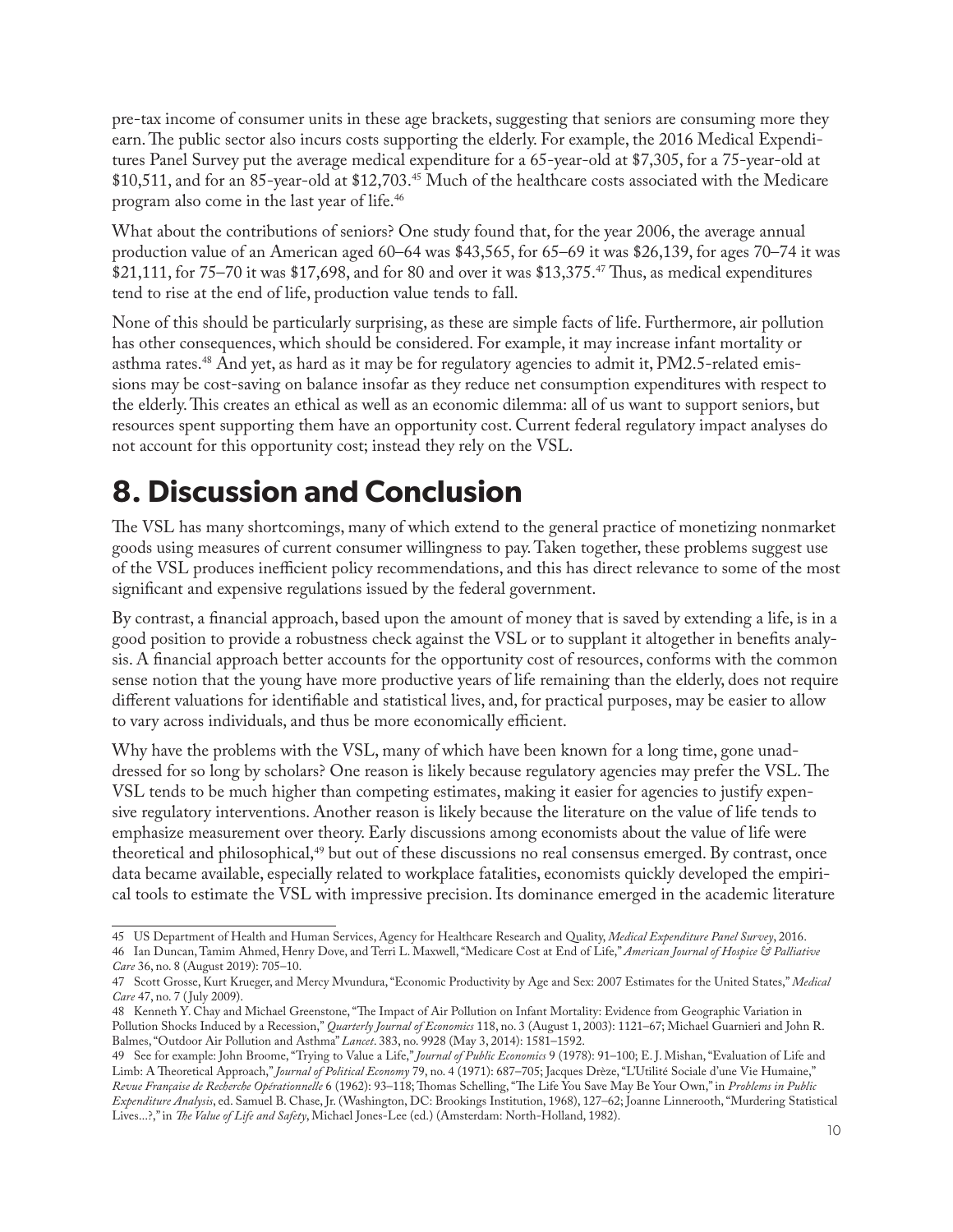pre-tax income of consumer units in these age brackets, suggesting that seniors are consuming more they earn. The public sector also incurs costs supporting the elderly. For example, the 2016 Medical Expenditures Panel Survey put the average medical expenditure for a 65-year-old at $7,305, for a 75-year-old at $10,511, and for an 85-year-old at $12,703.[45] Much of the healthcare costs associated with the Medicare program also come in the last year of life.[46]

What about the contributions of seniors? One study found that, for the year 2006, the average annual production value of an American aged 60–64 was $43,565, for 65–69 it was $26,139, for ages 70–74 it was $21,111, for 75–70 it was $17,698, and for 80 and over it was $13,375.[47] Thus, as medical expenditures tend to rise at the end of life, production value tends to fall.

None of this should be particularly surprising, as these are simple facts of life. Furthermore, air pollution has other consequences, which should be considered. For example, it may increase infant mortality or asthma rates.[48] And yet, as hard as it may be for regulatory agencies to admit it, PM2.5-related emissions may be cost-saving on balance insofar as they reduce net consumption expenditures with respect to the elderly. This creates an ethical as well as an economic dilemma: all of us want to support seniors, but resources spent supporting them have an opportunity cost. Current federal regulatory impact analyses do not account for this opportunity cost; instead they rely on the VSL.

# 8. Discussion and Conclusion

The VSL has many shortcomings, many of which extend to the general practice of monetizing nonmarket goods using measures of current consumer willingness to pay. Taken together, these problems suggest use of the VSL produces inefficient policy recommendations, and this has direct relevance to some of the most significant and expensive regulations issued by the federal government.

By contrast, a financial approach, based upon the amount of money that is saved by extending a life, is in a good position to provide a robustness check against the VSL or to supplant it altogether in benefits analysis. A financial approach better accounts for the opportunity cost of resources, conforms with the common sense notion that the young have more productive years of life remaining than the elderly, does not require different valuations for identifiable and statistical lives, and, for practical purposes, may be easier to allow to vary across individuals, and thus be more economically efficient.

Why have the problems with the VSL, many of which have been known for a long time, gone unaddressed for so long by scholars? One reason is likely because regulatory agencies may prefer the VSL. The VSL tends to be much higher than competing estimates, making it easier for agencies to justify expensive regulatory interventions. Another reason is likely because the literature on the value of life tends to emphasize measurement over theory. Early discussions among economists about the value of life were theoretical and philosophical,[49] but out of these discussions no real consensus emerged. By contrast, once data became available, especially related to workplace fatalities, economists quickly developed the empirical tools to estimate the VSL with impressive precision. Its dominance emerged in the academic literature

---

45 US Department of Health and Human Services, Agency for Healthcare Research and Quality, *Medical Expenditure Panel Survey*, 2016.

46 Ian Duncan, Tamim Ahmed, Henry Dove, and Terri L. Maxwell, "Medicare Cost at End of Life," *American Journal of Hospice & Palliative Care* 36, no. 8 (August 2019): 705–10.

47 Scott Grosse, Kurt Krueger, and Mercy Mvundura, "Economic Productivity by Age and Sex: 2007 Estimates for the United States," *Medical Care* 47, no. 7 (July 2009).

48 Kenneth Y. Chay and Michael Greenstone, "The Impact of Air Pollution on Infant Mortality: Evidence from Geographic Variation in Pollution Shocks Induced by a Recession," *Quarterly Journal of Economics* 118, no. 3 (August 1, 2003): 1121–67; Michael Guarnieri and John R. Balmes, "Outdoor Air Pollution and Asthma" *Lancet*. 383, no. 9928 (May 3, 2014): 1581–1592.

49 See for example: John Broome, "Trying to Value a Life," *Journal of Public Economics* 9 (1978): 91–100; E. J. Mishan, "Evaluation of Life and Limb: A Theoretical Approach," *Journal of Political Economy* 79, no. 4 (1971): 687–705; Jacques Drèze, "L'Utilité Sociale d'une Vie Humaine," *Revue Française de Recherche Opérationnelle* 6 (1962): 93–118; Thomas Schelling, "The Life You Save May Be Your Own," in *Problems in Public Expenditure Analysis*, ed. Samuel B. Chase, Jr. (Washington, DC: Brookings Institution, 1968), 127–62; Joanne Linnerooth, "Murdering Statistical Lives...?," in *The Value of Life and Safety*, Michael Jones-Lee (ed.) (Amsterdam: North-Holland, 1982).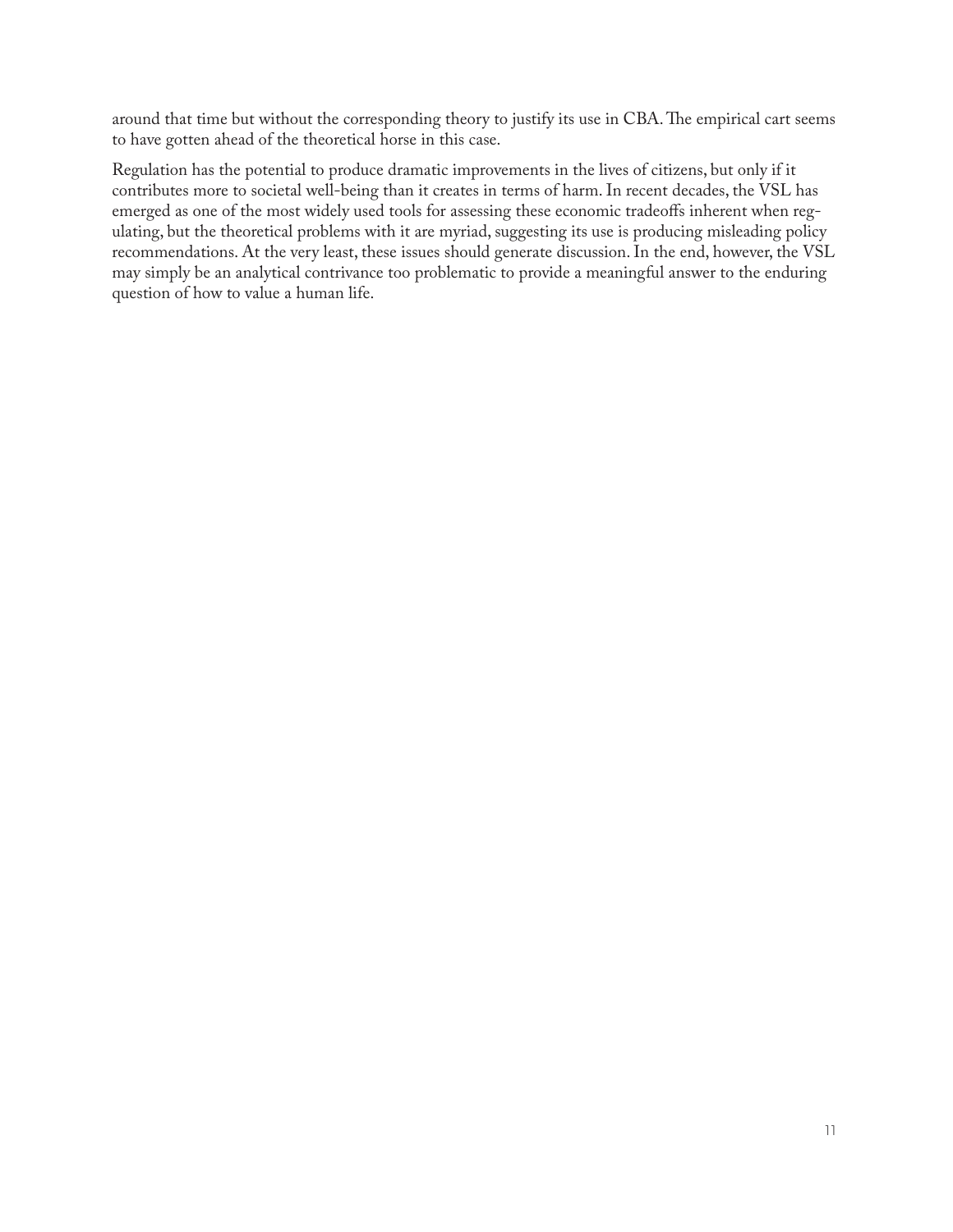around that time but without the corresponding theory to justify its use in CBA. The empirical cart seems to have gotten ahead of the theoretical horse in this case.

Regulation has the potential to produce dramatic improvements in the lives of citizens, but only if it contributes more to societal well-being than it creates in terms of harm. In recent decades, the VSL has emerged as one of the most widely used tools for assessing these economic tradeoffs inherent when regulating, but the theoretical problems with it are myriad, suggesting its use is producing misleading policy recommendations. At the very least, these issues should generate discussion. In the end, however, the VSL may simply be an analytical contrivance too problematic to provide a meaningful answer to the enduring question of how to value a human life.